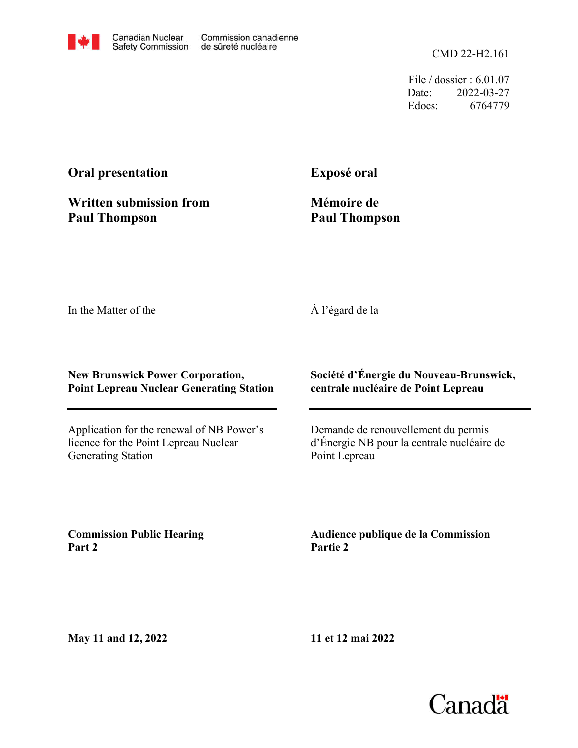Canadian Nuclear Safety Commission | Commission canadienne de sûreté nucléaire

CMD 22-H2.161

File / dossier : 6.01.07
Date: 2022-03-27
Edocs: 6764779

**Oral presentation**

**Written submission from Paul Thompson**

**Exposé oral**

**Mémoire de Paul Thompson**

In the Matter of the

À l'égard de la

**New Brunswick Power Corporation, Point Lepreau Nuclear Generating Station**

**Société d'Énergie du Nouveau-Brunswick, centrale nucléaire de Point Lepreau**

Application for the renewal of NB Power's licence for the Point Lepreau Nuclear Generating Station

Demande de renouvellement du permis d'Énergie NB pour la centrale nucléaire de Point Lepreau

**Commission Public Hearing Part 2**

**Audience publique de la Commission Partie 2**

**May 11 and 12, 2022**

**11 et 12 mai 2022**

Canada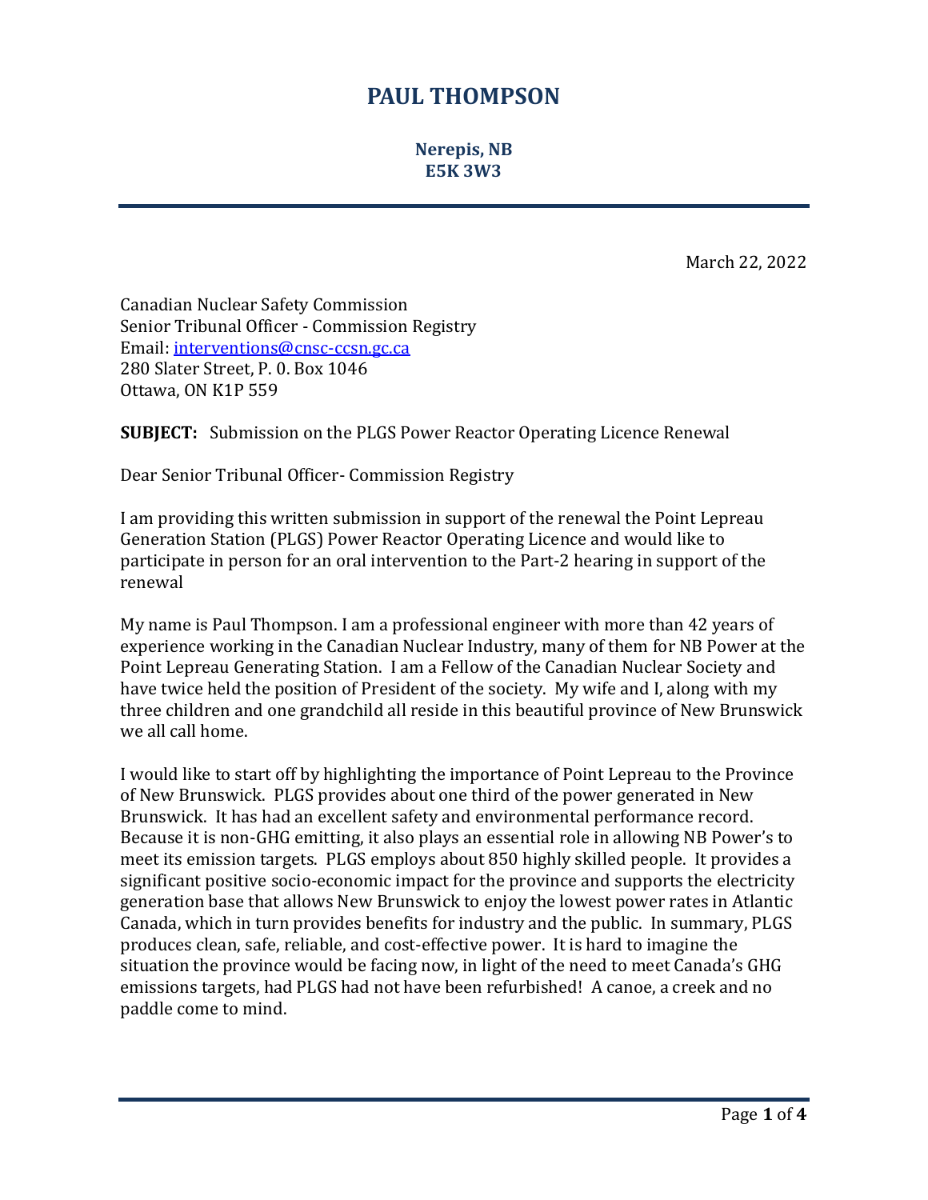# PAUL THOMPSON

**Nerepis, NB**
**E5K 3W3**

March 22, 2022

Canadian Nuclear Safety Commission
Senior Tribunal Officer - Commission Registry
Email: interventions@cnsc-ccsn.gc.ca
280 Slater Street, P. 0. Box 1046
Ottawa, ON K1P 5S9

**SUBJECT:** Submission on the PLGS Power Reactor Operating Licence Renewal

Dear Senior Tribunal Officer- Commission Registry

I am providing this written submission in support of the renewal the Point Lepreau Generation Station (PLGS) Power Reactor Operating Licence and would like to participate in person for an oral intervention to the Part-2 hearing in support of the renewal

My name is Paul Thompson. I am a professional engineer with more than 42 years of experience working in the Canadian Nuclear Industry, many of them for NB Power at the Point Lepreau Generating Station. I am a Fellow of the Canadian Nuclear Society and have twice held the position of President of the society. My wife and I, along with my three children and one grandchild all reside in this beautiful province of New Brunswick we all call home.

I would like to start off by highlighting the importance of Point Lepreau to the Province of New Brunswick. PLGS provides about one third of the power generated in New Brunswick. It has had an excellent safety and environmental performance record. Because it is non-GHG emitting, it also plays an essential role in allowing NB Power's to meet its emission targets. PLGS employs about 850 highly skilled people. It provides a significant positive socio-economic impact for the province and supports the electricity generation base that allows New Brunswick to enjoy the lowest power rates in Atlantic Canada, which in turn provides benefits for industry and the public. In summary, PLGS produces clean, safe, reliable, and cost-effective power. It is hard to imagine the situation the province would be facing now, in light of the need to meet Canada's GHG emissions targets, had PLGS had not have been refurbished! A canoe, a creek and no paddle come to mind.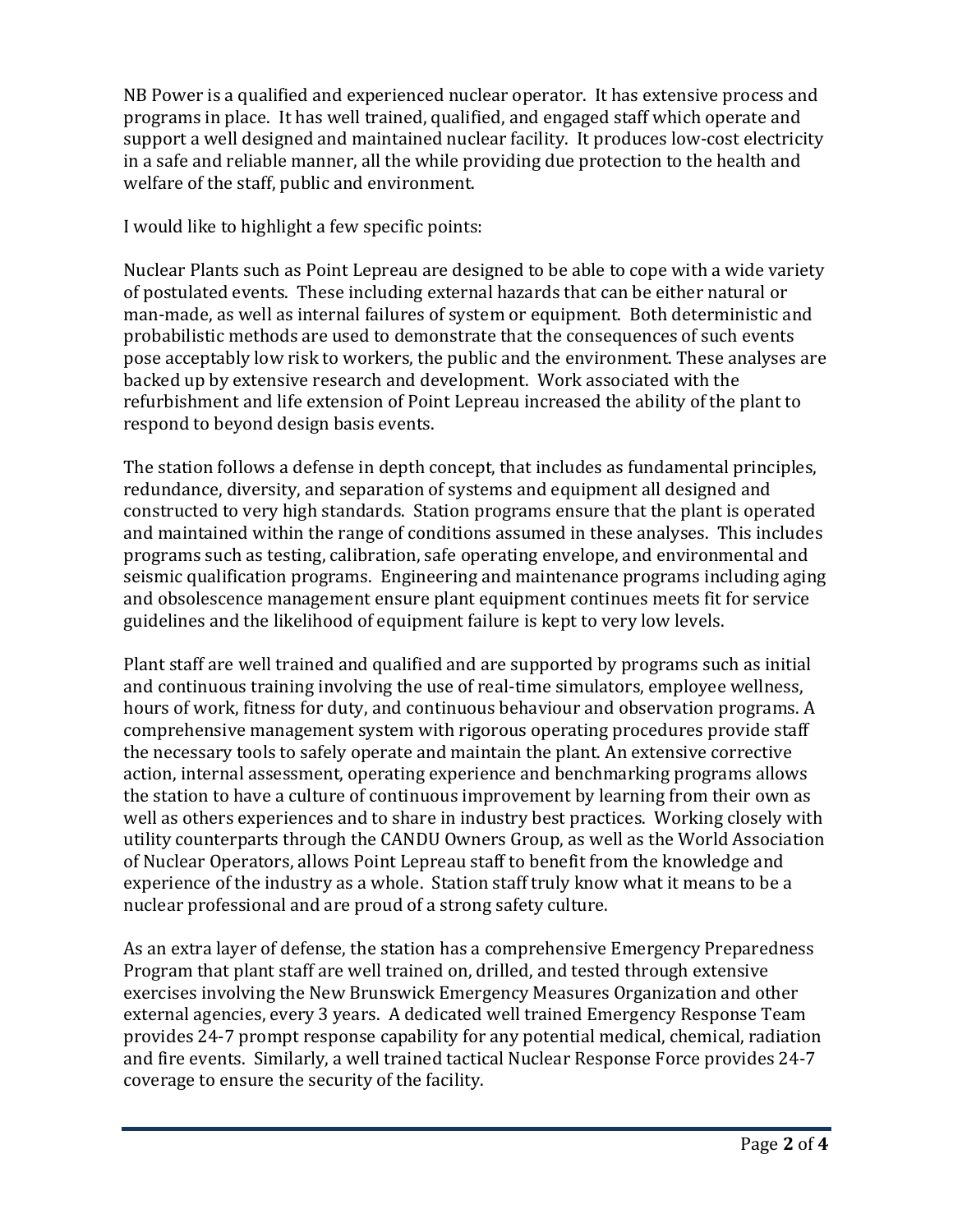NB Power is a qualified and experienced nuclear operator. It has extensive process and programs in place. It has well trained, qualified, and engaged staff which operate and support a well designed and maintained nuclear facility. It produces low-cost electricity in a safe and reliable manner, all the while providing due protection to the health and welfare of the staff, public and environment.

I would like to highlight a few specific points:

Nuclear Plants such as Point Lepreau are designed to be able to cope with a wide variety of postulated events. These including external hazards that can be either natural or man-made, as well as internal failures of system or equipment. Both deterministic and probabilistic methods are used to demonstrate that the consequences of such events pose acceptably low risk to workers, the public and the environment. These analyses are backed up by extensive research and development. Work associated with the refurbishment and life extension of Point Lepreau increased the ability of the plant to respond to beyond design basis events.

The station follows a defense in depth concept, that includes as fundamental principles, redundance, diversity, and separation of systems and equipment all designed and constructed to very high standards. Station programs ensure that the plant is operated and maintained within the range of conditions assumed in these analyses. This includes programs such as testing, calibration, safe operating envelope, and environmental and seismic qualification programs. Engineering and maintenance programs including aging and obsolescence management ensure plant equipment continues meets fit for service guidelines and the likelihood of equipment failure is kept to very low levels.

Plant staff are well trained and qualified and are supported by programs such as initial and continuous training involving the use of real-time simulators, employee wellness, hours of work, fitness for duty, and continuous behaviour and observation programs. A comprehensive management system with rigorous operating procedures provide staff the necessary tools to safely operate and maintain the plant. An extensive corrective action, internal assessment, operating experience and benchmarking programs allows the station to have a culture of continuous improvement by learning from their own as well as others experiences and to share in industry best practices. Working closely with utility counterparts through the CANDU Owners Group, as well as the World Association of Nuclear Operators, allows Point Lepreau staff to benefit from the knowledge and experience of the industry as a whole. Station staff truly know what it means to be a nuclear professional and are proud of a strong safety culture.

As an extra layer of defense, the station has a comprehensive Emergency Preparedness Program that plant staff are well trained on, drilled, and tested through extensive exercises involving the New Brunswick Emergency Measures Organization and other external agencies, every 3 years. A dedicated well trained Emergency Response Team provides 24-7 prompt response capability for any potential medical, chemical, radiation and fire events. Similarly, a well trained tactical Nuclear Response Force provides 24-7 coverage to ensure the security of the facility.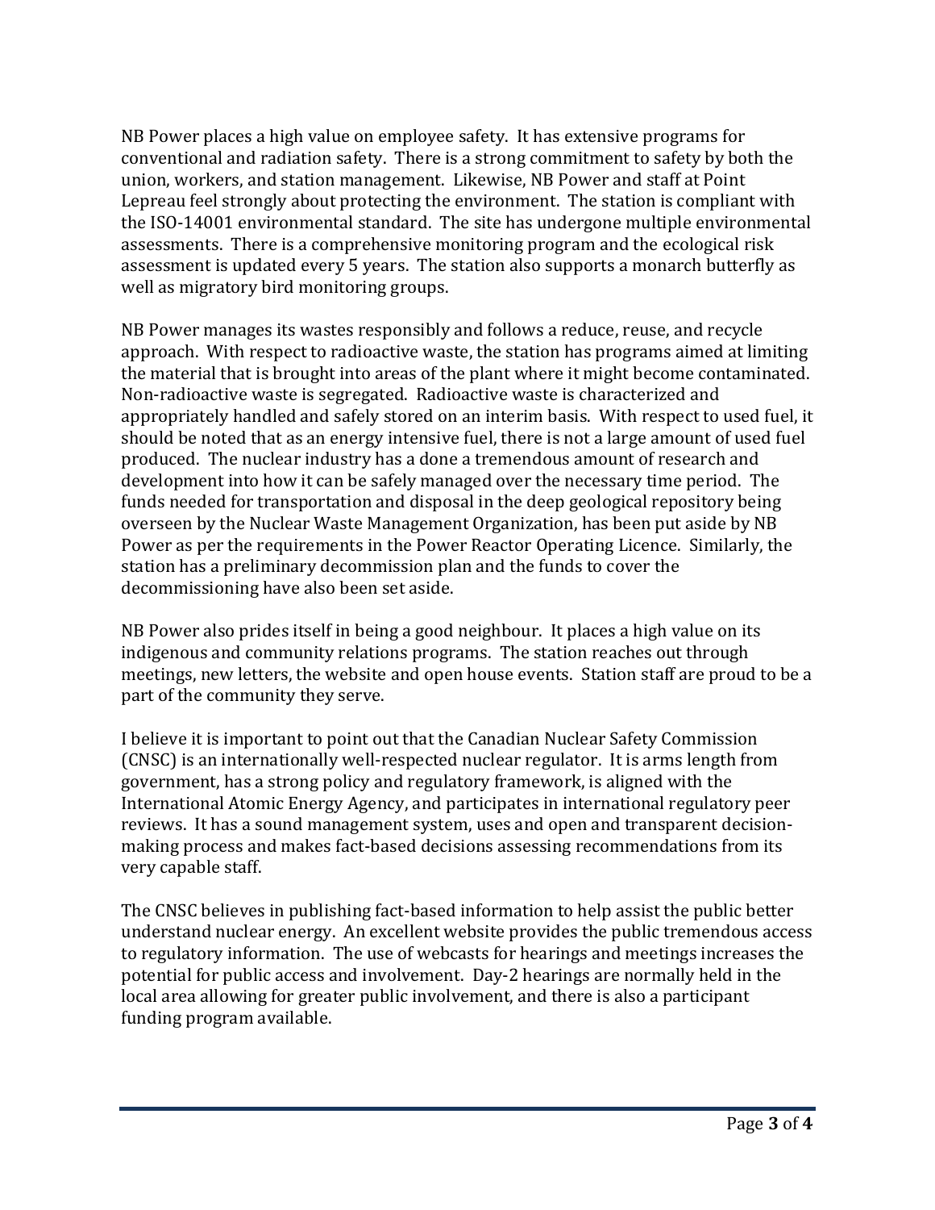NB Power places a high value on employee safety. It has extensive programs for conventional and radiation safety. There is a strong commitment to safety by both the union, workers, and station management. Likewise, NB Power and staff at Point Lepreau feel strongly about protecting the environment. The station is compliant with the ISO-14001 environmental standard. The site has undergone multiple environmental assessments. There is a comprehensive monitoring program and the ecological risk assessment is updated every 5 years. The station also supports a monarch butterfly as well as migratory bird monitoring groups.

NB Power manages its wastes responsibly and follows a reduce, reuse, and recycle approach. With respect to radioactive waste, the station has programs aimed at limiting the material that is brought into areas of the plant where it might become contaminated. Non-radioactive waste is segregated. Radioactive waste is characterized and appropriately handled and safely stored on an interim basis. With respect to used fuel, it should be noted that as an energy intensive fuel, there is not a large amount of used fuel produced. The nuclear industry has a done a tremendous amount of research and development into how it can be safely managed over the necessary time period. The funds needed for transportation and disposal in the deep geological repository being overseen by the Nuclear Waste Management Organization, has been put aside by NB Power as per the requirements in the Power Reactor Operating Licence. Similarly, the station has a preliminary decommission plan and the funds to cover the decommissioning have also been set aside.

NB Power also prides itself in being a good neighbour. It places a high value on its indigenous and community relations programs. The station reaches out through meetings, new letters, the website and open house events. Station staff are proud to be a part of the community they serve.

I believe it is important to point out that the Canadian Nuclear Safety Commission (CNSC) is an internationally well-respected nuclear regulator. It is arms length from government, has a strong policy and regulatory framework, is aligned with the International Atomic Energy Agency, and participates in international regulatory peer reviews. It has a sound management system, uses and open and transparent decision-making process and makes fact-based decisions assessing recommendations from its very capable staff.

The CNSC believes in publishing fact-based information to help assist the public better understand nuclear energy. An excellent website provides the public tremendous access to regulatory information. The use of webcasts for hearings and meetings increases the potential for public access and involvement. Day-2 hearings are normally held in the local area allowing for greater public involvement, and there is also a participant funding program available.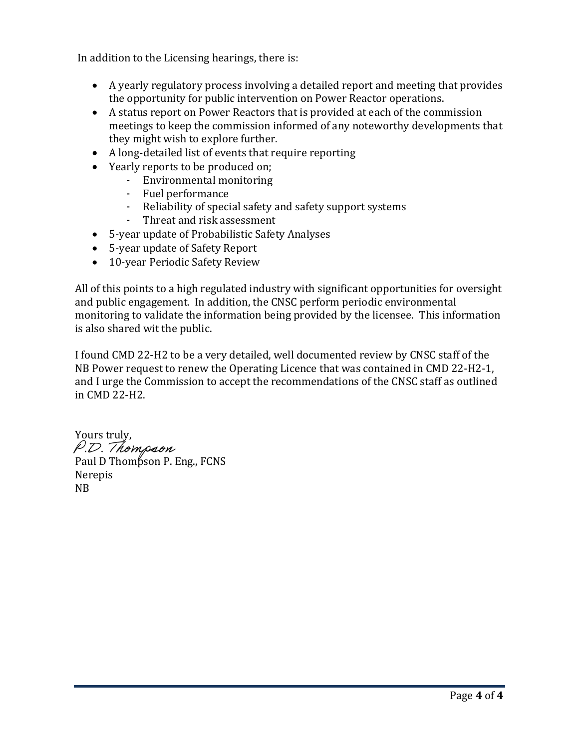In addition to the Licensing hearings, there is:

- A yearly regulatory process involving a detailed report and meeting that provides the opportunity for public intervention on Power Reactor operations.
- A status report on Power Reactors that is provided at each of the commission meetings to keep the commission informed of any noteworthy developments that they might wish to explore further.
- A long-detailed list of events that require reporting
- Yearly reports to be produced on;
    - Environmental monitoring
    - Fuel performance
    - Reliability of special safety and safety support systems
    - Threat and risk assessment
- 5-year update of Probabilistic Safety Analyses
- 5-year update of Safety Report
- 10-year Periodic Safety Review

All of this points to a high regulated industry with significant opportunities for oversight and public engagement. In addition, the CNSC perform periodic environmental monitoring to validate the information being provided by the licensee. This information is also shared wit the public.

I found CMD 22-H2 to be a very detailed, well documented review by CNSC staff of the NB Power request to renew the Operating Licence that was contained in CMD 22-H2-1, and I urge the Commission to accept the recommendations of the CNSC staff as outlined in CMD 22-H2.

Yours truly,

*P.D. Thompson*

Paul D Thompson P. Eng., FCNS
Nerepis
NB